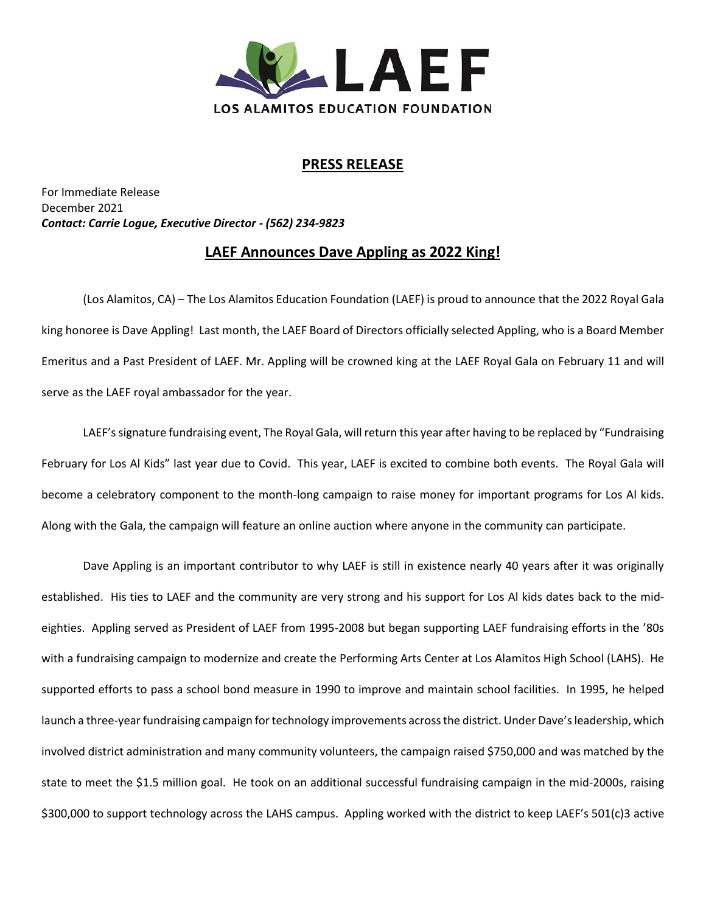LAEF

LOS ALAMITOS EDUCATION FOUNDATION

## PRESS RELEASE

For Immediate Release
December 2021
***Contact: Carrie Logue, Executive Director - (562) 234-9823***

## LAEF Announces Dave Appling as 2022 King!

(Los Alamitos, CA) – The Los Alamitos Education Foundation (LAEF) is proud to announce that the 2022 Royal Gala king honoree is Dave Appling! Last month, the LAEF Board of Directors officially selected Appling, who is a Board Member Emeritus and a Past President of LAEF. Mr. Appling will be crowned king at the LAEF Royal Gala on February 11 and will serve as the LAEF royal ambassador for the year.

LAEF's signature fundraising event, The Royal Gala, will return this year after having to be replaced by "Fundraising February for Los Al Kids" last year due to Covid. This year, LAEF is excited to combine both events. The Royal Gala will become a celebratory component to the month-long campaign to raise money for important programs for Los Al kids. Along with the Gala, the campaign will feature an online auction where anyone in the community can participate.

Dave Appling is an important contributor to why LAEF is still in existence nearly 40 years after it was originally established. His ties to LAEF and the community are very strong and his support for Los Al kids dates back to the mid-eighties. Appling served as President of LAEF from 1995-2008 but began supporting LAEF fundraising efforts in the '80s with a fundraising campaign to modernize and create the Performing Arts Center at Los Alamitos High School (LAHS). He supported efforts to pass a school bond measure in 1990 to improve and maintain school facilities. In 1995, he helped launch a three-year fundraising campaign for technology improvements across the district. Under Dave's leadership, which involved district administration and many community volunteers, the campaign raised $750,000 and was matched by the state to meet the $1.5 million goal. He took on an additional successful fundraising campaign in the mid-2000s, raising $300,000 to support technology across the LAHS campus. Appling worked with the district to keep LAEF's 501(c)3 active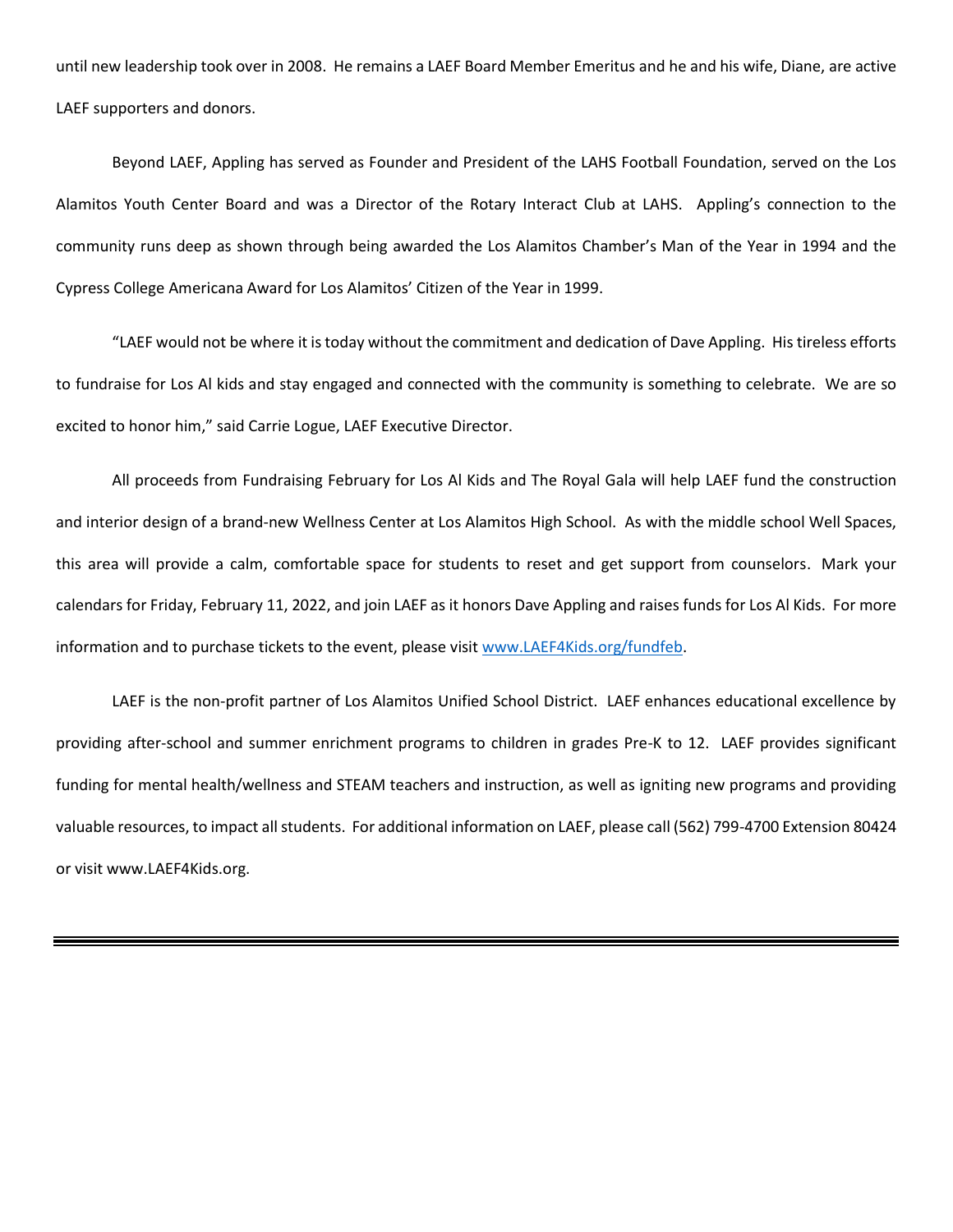until new leadership took over in 2008. He remains a LAEF Board Member Emeritus and he and his wife, Diane, are active LAEF supporters and donors.

Beyond LAEF, Appling has served as Founder and President of the LAHS Football Foundation, served on the Los Alamitos Youth Center Board and was a Director of the Rotary Interact Club at LAHS. Appling's connection to the community runs deep as shown through being awarded the Los Alamitos Chamber's Man of the Year in 1994 and the Cypress College Americana Award for Los Alamitos' Citizen of the Year in 1999.

"LAEF would not be where it is today without the commitment and dedication of Dave Appling. His tireless efforts to fundraise for Los Al kids and stay engaged and connected with the community is something to celebrate. We are so excited to honor him," said Carrie Logue, LAEF Executive Director.

All proceeds from Fundraising February for Los Al Kids and The Royal Gala will help LAEF fund the construction and interior design of a brand-new Wellness Center at Los Alamitos High School. As with the middle school Well Spaces, this area will provide a calm, comfortable space for students to reset and get support from counselors. Mark your calendars for Friday, February 11, 2022, and join LAEF as it honors Dave Appling and raises funds for Los Al Kids. For more information and to purchase tickets to the event, please visit [www.LAEF4Kids.org/fundfeb](www.LAEF4Kids.org/fundfeb).

LAEF is the non-profit partner of Los Alamitos Unified School District. LAEF enhances educational excellence by providing after-school and summer enrichment programs to children in grades Pre-K to 12. LAEF provides significant funding for mental health/wellness and STEAM teachers and instruction, as well as igniting new programs and providing valuable resources, to impact all students. For additional information on LAEF, please call (562) 799-4700 Extension 80424 or visit www.LAEF4Kids.org.

---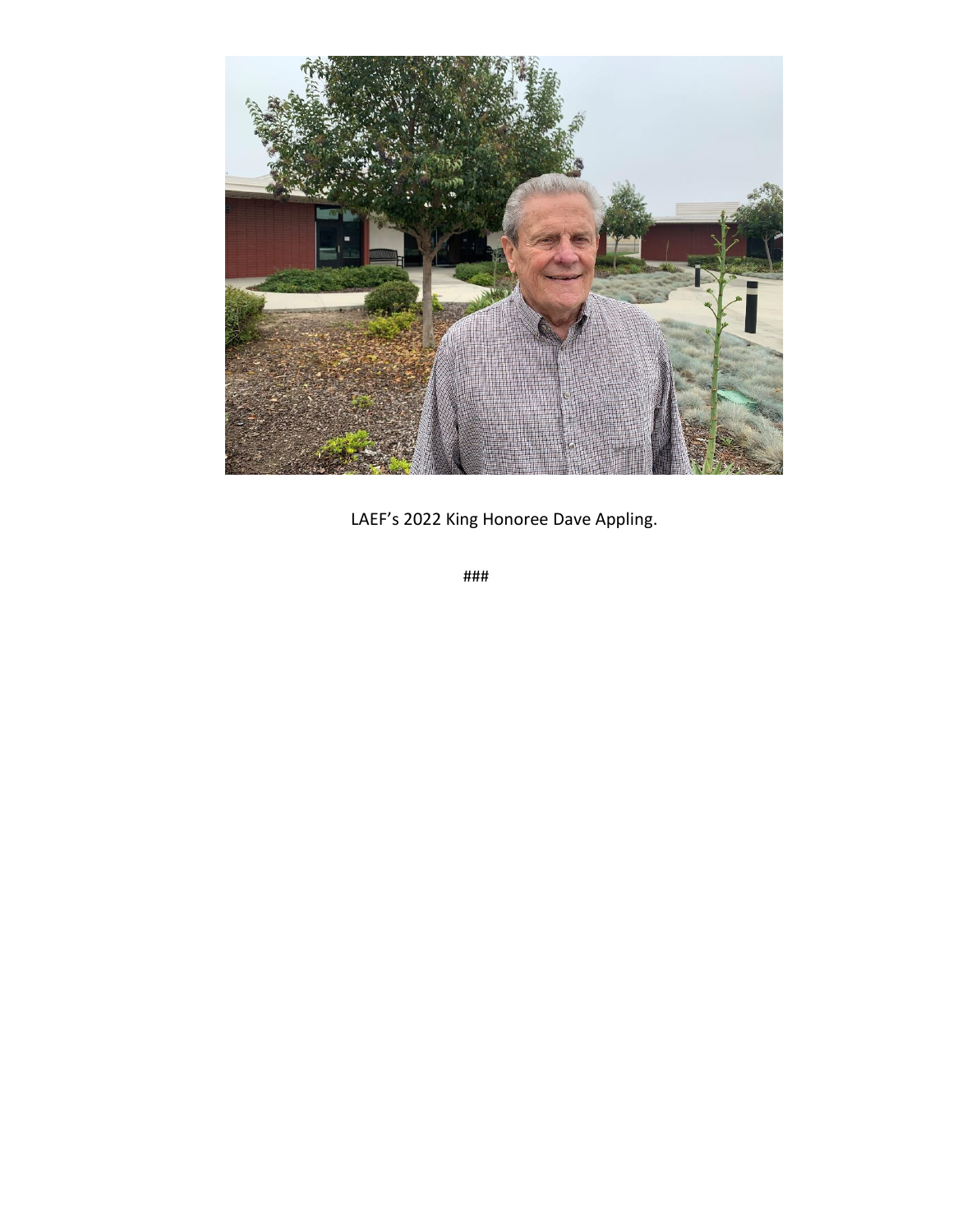LAEF's 2022 King Honoree Dave Appling.

###